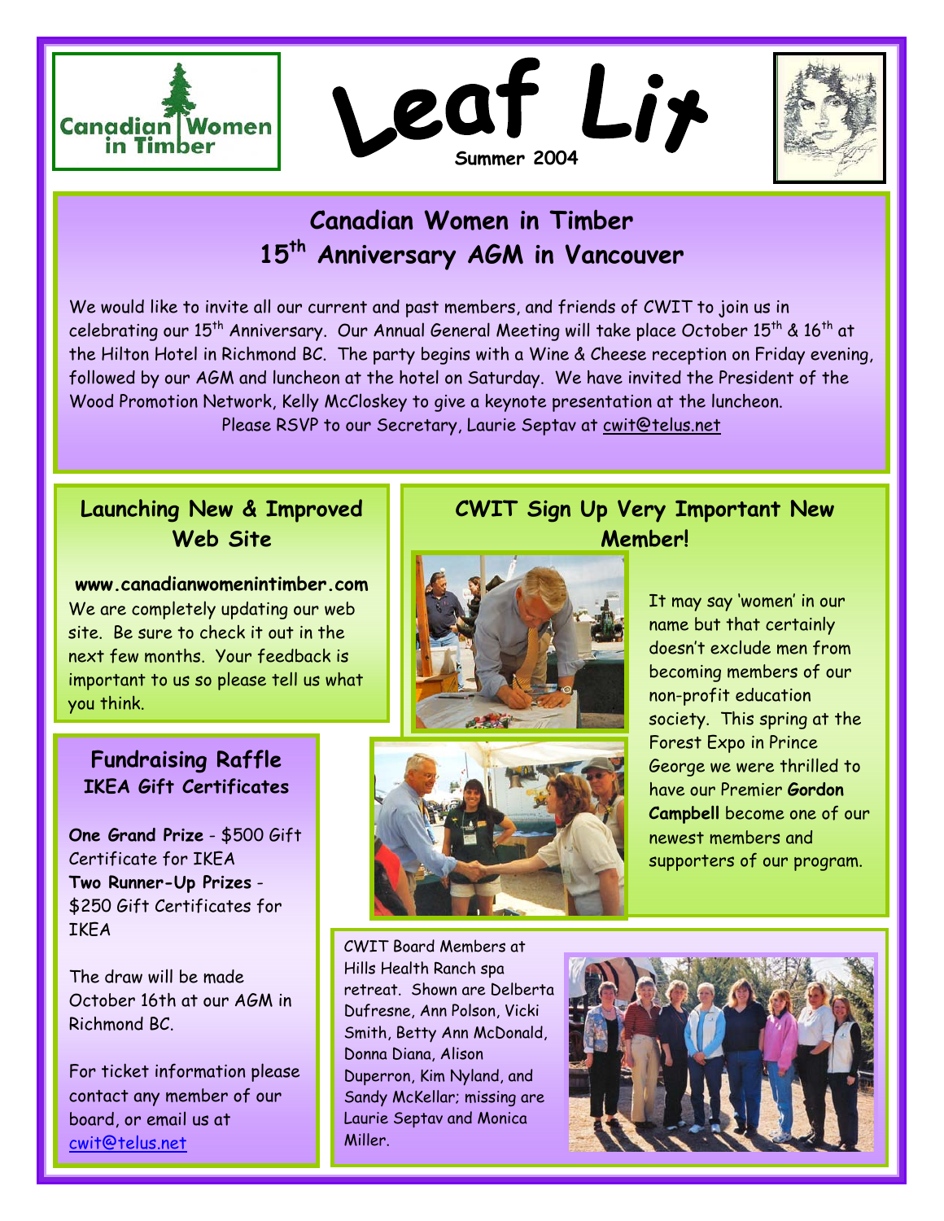Canadian Women in Timber

# Leaf Lit

Summer 2004

## Canadian Women in Timber 15th Anniversary AGM in Vancouver

We would like to invite all our current and past members, and friends of CWIT to join us in celebrating our 15th Anniversary. Our Annual General Meeting will take place October 15th & 16th at the Hilton Hotel in Richmond BC. The party begins with a Wine & Cheese reception on Friday evening, followed by our AGM and luncheon at the hotel on Saturday. We have invited the President of the Wood Promotion Network, Kelly McCloskey to give a keynote presentation at the luncheon.

Please RSVP to our Secretary, Laurie Septav at cwit@telus.net

## Launching New & Improved Web Site

**www.canadianwomenintimber.com**

We are completely updating our web site. Be sure to check it out in the next few months. Your feedback is important to us so please tell us what you think.

## Fundraising Raffle

### IKEA Gift Certificates

**One Grand Prize** - $500 Gift Certificate for IKEA

**Two Runner-Up Prizes** - $250 Gift Certificates for IKEA

The draw will be made October 16th at our AGM in Richmond BC.

For ticket information please contact any member of our board, or email us at cwit@telus.net

## CWIT Sign Up Very Important New Member!

It may say 'women' in our name but that certainly doesn't exclude men from becoming members of our non-profit education society. This spring at the Forest Expo in Prince George we were thrilled to have our Premier **Gordon Campbell** become one of our newest members and supporters of our program.

CWIT Board Members at Hills Health Ranch spa retreat. Shown are Delberta Dufresne, Ann Polson, Vicki Smith, Betty Ann McDonald, Donna Diana, Alison Duperron, Kim Nyland, and Sandy McKellar; missing are Laurie Septav and Monica Miller.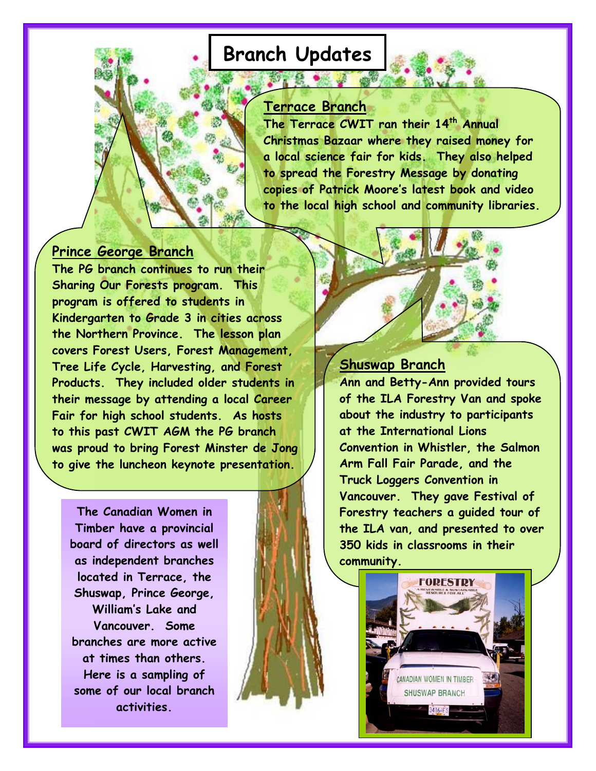# Branch Updates

## Terrace Branch

The Terrace CWIT ran their 14th Annual Christmas Bazaar where they raised money for a local science fair for kids. They also helped to spread the Forestry Message by donating copies of Patrick Moore's latest book and video to the local high school and community libraries.

## Prince George Branch

The PG branch continues to run their Sharing Our Forests program. This program is offered to students in Kindergarten to Grade 3 in cities across the Northern Province. The lesson plan covers Forest Users, Forest Management, Tree Life Cycle, Harvesting, and Forest Products. They included older students in their message by attending a local Career Fair for high school students. As hosts to this past CWIT AGM the PG branch was proud to bring Forest Minster de Jong to give the luncheon keynote presentation.

## Shuswap Branch

Ann and Betty-Ann provided tours of the ILA Forestry Van and spoke about the industry to participants at the International Lions Convention in Whistler, the Salmon Arm Fall Fair Parade, and the Truck Loggers Convention in Vancouver. They gave Festival of Forestry teachers a guided tour of the ILA van, and presented to over 350 kids in classrooms in their community.

The Canadian Women in Timber have a provincial board of directors as well as independent branches located in Terrace, the Shuswap, Prince George, William's Lake and Vancouver. Some branches are more active at times than others. Here is a sampling of some of our local branch activities.